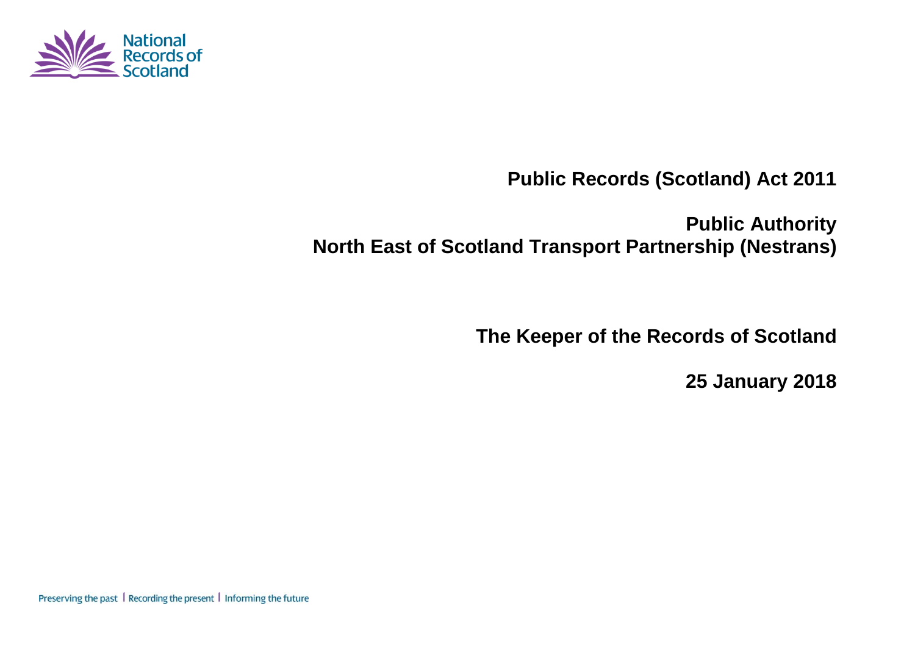**Public Records (Scotland) Act 2011**

**Public Authority**
**North East of Scotland Transport Partnership (Nestrans)**

**The Keeper of the Records of Scotland**

**25 January 2018**

Preserving the past | Recording the present | Informing the future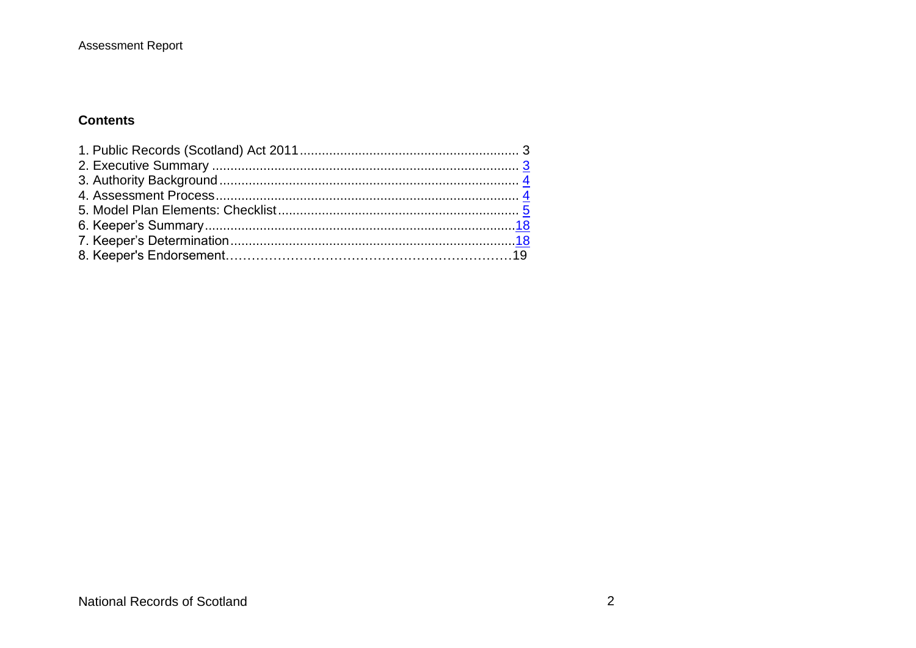## Contents

1. Public Records (Scotland) Act 2011 ........................................................... 3
2. Executive Summary ................................................................................... 3
3. Authority Background ................................................................................ 4
4. Assessment Process .................................................................................. 4
5. Model Plan Elements: Checklist ................................................................. 5
6. Keeper’s Summary .................................................................................... 18
7. Keeper’s Determination ............................................................................. 18
8. Keeper's Endorsement …………………………………………………… 19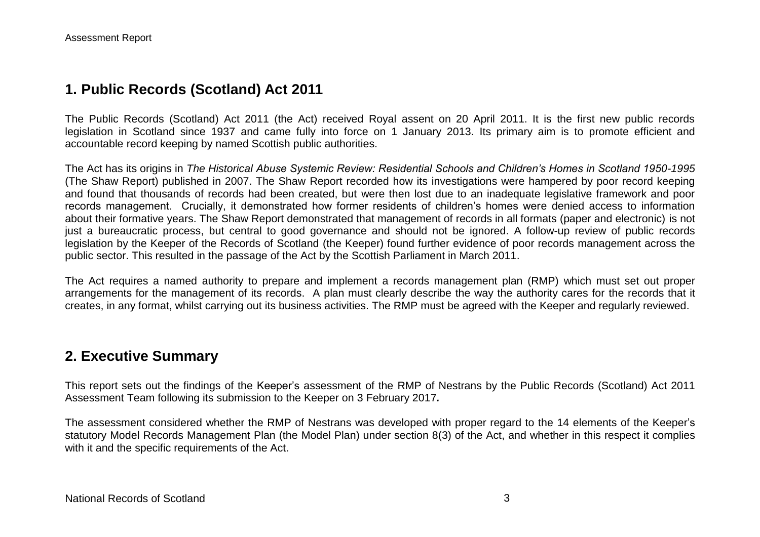## 1. Public Records (Scotland) Act 2011

The Public Records (Scotland) Act 2011 (the Act) received Royal assent on 20 April 2011. It is the first new public records legislation in Scotland since 1937 and came fully into force on 1 January 2013. Its primary aim is to promote efficient and accountable record keeping by named Scottish public authorities.

The Act has its origins in *The Historical Abuse Systemic Review: Residential Schools and Children's Homes in Scotland 1950-1995* (The Shaw Report) published in 2007. The Shaw Report recorded how its investigations were hampered by poor record keeping and found that thousands of records had been created, but were then lost due to an inadequate legislative framework and poor records management. Crucially, it demonstrated how former residents of children's homes were denied access to information about their formative years. The Shaw Report demonstrated that management of records in all formats (paper and electronic) is not just a bureaucratic process, but central to good governance and should not be ignored. A follow-up review of public records legislation by the Keeper of the Records of Scotland (the Keeper) found further evidence of poor records management across the public sector. This resulted in the passage of the Act by the Scottish Parliament in March 2011.

The Act requires a named authority to prepare and implement a records management plan (RMP) which must set out proper arrangements for the management of its records. A plan must clearly describe the way the authority cares for the records that it creates, in any format, whilst carrying out its business activities. The RMP must be agreed with the Keeper and regularly reviewed.

## 2. Executive Summary

This report sets out the findings of the Keeper's assessment of the RMP of Nestrans by the Public Records (Scotland) Act 2011 Assessment Team following its submission to the Keeper on 3 February 2017***.***

The assessment considered whether the RMP of Nestrans was developed with proper regard to the 14 elements of the Keeper's statutory Model Records Management Plan (the Model Plan) under section 8(3) of the Act, and whether in this respect it complies with it and the specific requirements of the Act.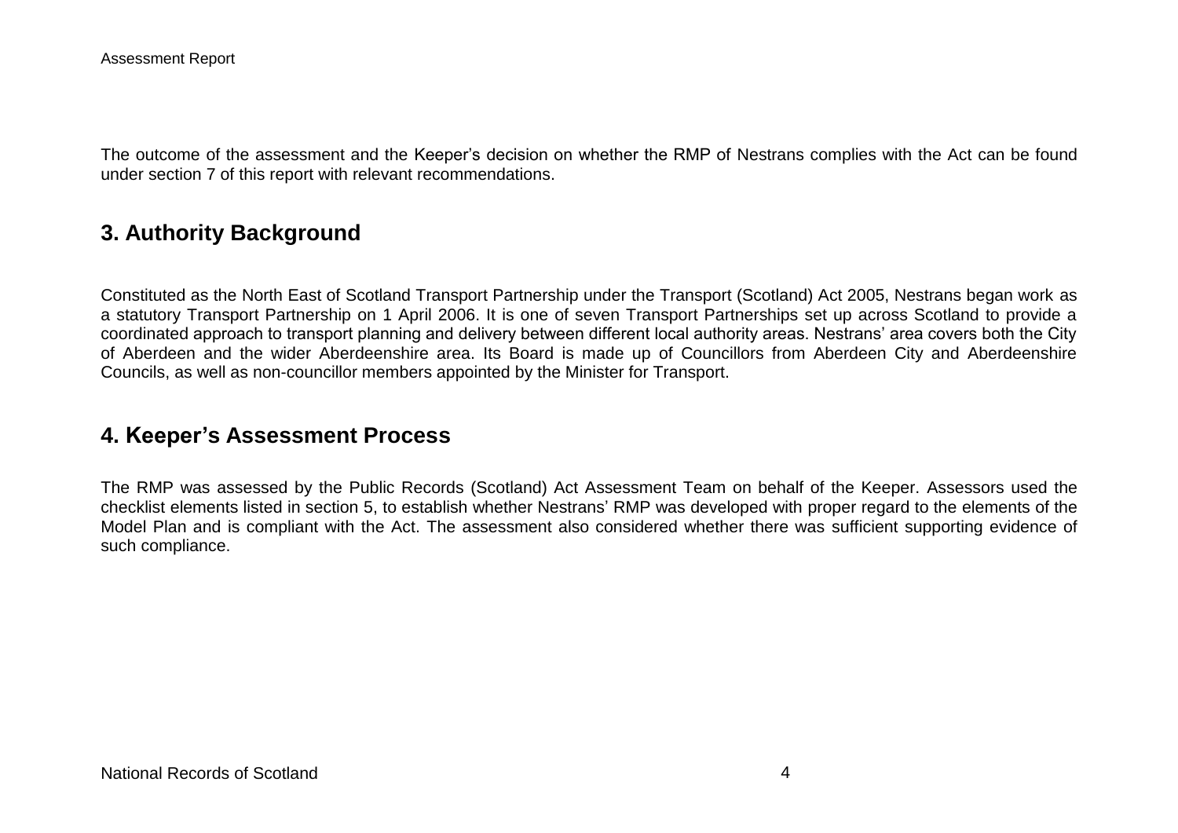The outcome of the assessment and the Keeper's decision on whether the RMP of Nestrans complies with the Act can be found under section 7 of this report with relevant recommendations.

## 3. Authority Background

Constituted as the North East of Scotland Transport Partnership under the Transport (Scotland) Act 2005, Nestrans began work as a statutory Transport Partnership on 1 April 2006. It is one of seven Transport Partnerships set up across Scotland to provide a coordinated approach to transport planning and delivery between different local authority areas. Nestrans' area covers both the City of Aberdeen and the wider Aberdeenshire area. Its Board is made up of Councillors from Aberdeen City and Aberdeenshire Councils, as well as non-councillor members appointed by the Minister for Transport.

## 4. Keeper's Assessment Process

The RMP was assessed by the Public Records (Scotland) Act Assessment Team on behalf of the Keeper. Assessors used the checklist elements listed in section 5, to establish whether Nestrans' RMP was developed with proper regard to the elements of the Model Plan and is compliant with the Act. The assessment also considered whether there was sufficient supporting evidence of such compliance.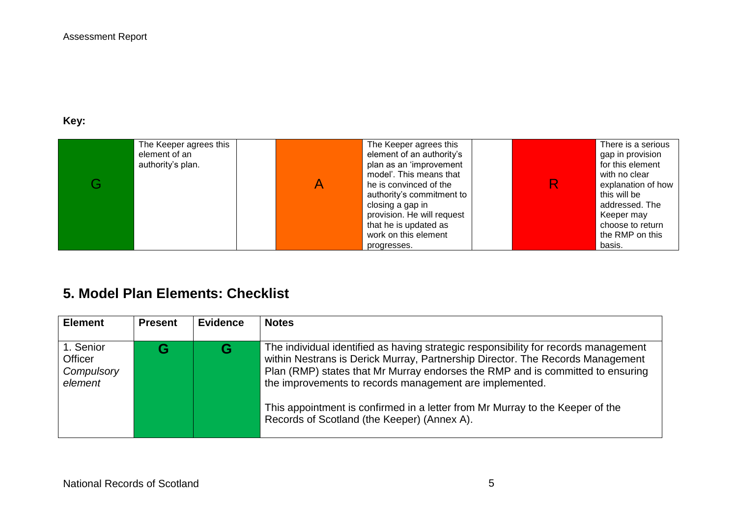**Key:**

| | | | | | | | |
|---|---|---|---|---|---|---|---|
| G | The Keeper agrees this element of an authority's plan. | | A | The Keeper agrees this element of an authority's plan as an 'improvement model'. This means that he is convinced of the authority's commitment to closing a gap in provision. He will request that he is updated as work on this element progresses. | | R | There is a serious gap in provision for this element with no clear explanation of how this will be addressed. The Keeper may choose to return the RMP on this basis. |

## 5. Model Plan Elements: Checklist

| Element | Present | Evidence | Notes |
|---|---|---|---|
| 1. Senior Officer *Compulsory element* | G | G | The individual identified as having strategic responsibility for records management within Nestrans is Derick Murray, Partnership Director. The Records Management Plan (RMP) states that Mr Murray endorses the RMP and is committed to ensuring the improvements to records management are implemented.<br><br>This appointment is confirmed in a letter from Mr Murray to the Keeper of the Records of Scotland (the Keeper) (Annex A). |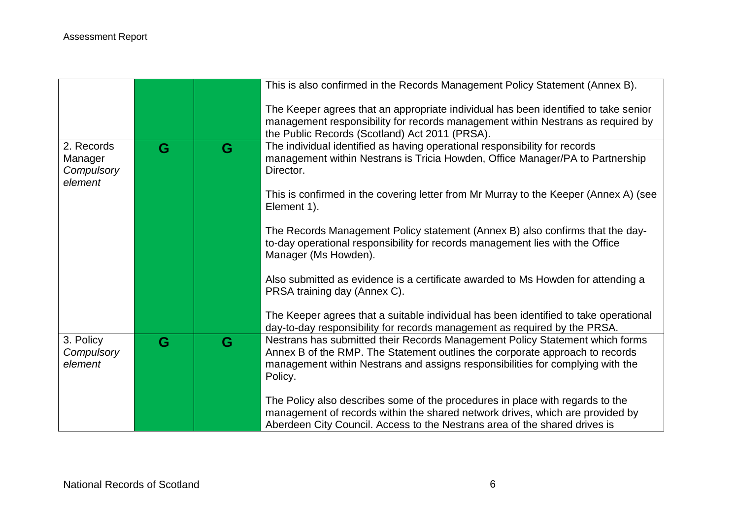| | | | |
|---|---|---|---|
| | | | This is also confirmed in the Records Management Policy Statement (Annex B).<br><br>The Keeper agrees that an appropriate individual has been identified to take senior management responsibility for records management within Nestrans as required by the Public Records (Scotland) Act 2011 (PRSA). |
| 2. Records Manager *Compulsory element* | G | G | The individual identified as having operational responsibility for records management within Nestrans is Tricia Howden, Office Manager/PA to Partnership Director.<br><br>This is confirmed in the covering letter from Mr Murray to the Keeper (Annex A) (see Element 1).<br><br>The Records Management Policy statement (Annex B) also confirms that the day-to-day operational responsibility for records management lies with the Office Manager (Ms Howden).<br><br>Also submitted as evidence is a certificate awarded to Ms Howden for attending a PRSA training day (Annex C).<br><br>The Keeper agrees that a suitable individual has been identified to take operational day-to-day responsibility for records management as required by the PRSA. |
| 3. Policy *Compulsory element* | G | G | Nestrans has submitted their Records Management Policy Statement which forms Annex B of the RMP. The Statement outlines the corporate approach to records management within Nestrans and assigns responsibilities for complying with the Policy.<br><br>The Policy also describes some of the procedures in place with regards to the management of records within the shared network drives, which are provided by Aberdeen City Council. Access to the Nestrans area of the shared drives is |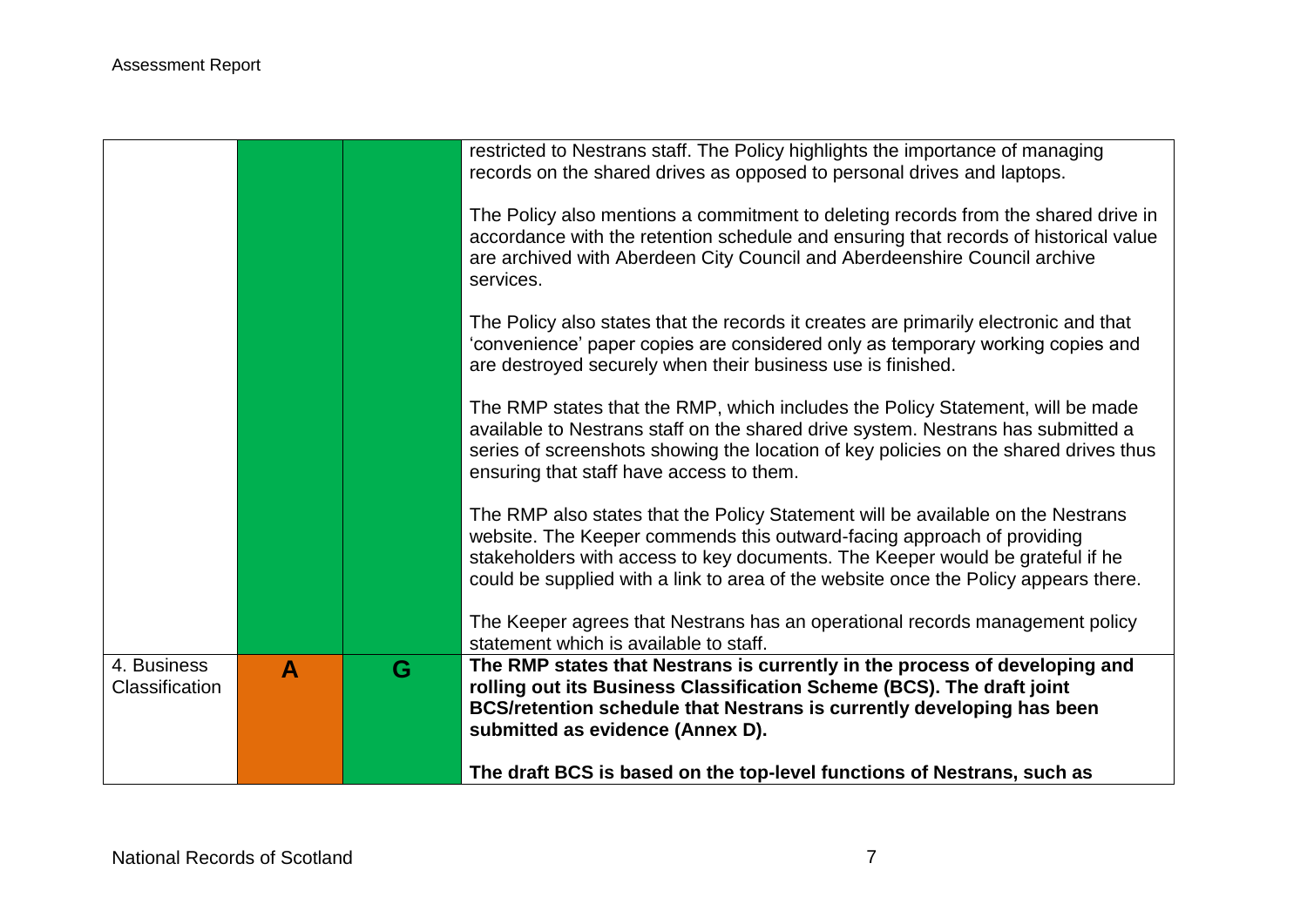| | | | |
|---|---|---|---|
| | | | restricted to Nestrans staff. The Policy highlights the importance of managing records on the shared drives as opposed to personal drives and laptops.<br><br>The Policy also mentions a commitment to deleting records from the shared drive in accordance with the retention schedule and ensuring that records of historical value are archived with Aberdeen City Council and Aberdeenshire Council archive services.<br><br>The Policy also states that the records it creates are primarily electronic and that 'convenience' paper copies are considered only as temporary working copies and are destroyed securely when their business use is finished.<br><br>The RMP states that the RMP, which includes the Policy Statement, will be made available to Nestrans staff on the shared drive system. Nestrans has submitted a series of screenshots showing the location of key policies on the shared drives thus ensuring that staff have access to them.<br><br>The RMP also states that the Policy Statement will be available on the Nestrans website. The Keeper commends this outward-facing approach of providing stakeholders with access to key documents. The Keeper would be grateful if he could be supplied with a link to area of the website once the Policy appears there.<br><br>The Keeper agrees that Nestrans has an operational records management policy statement which is available to staff. |
| 4. Business Classification | A | G | **The RMP states that Nestrans is currently in the process of developing and rolling out its Business Classification Scheme (BCS). The draft joint BCS/retention schedule that Nestrans is currently developing has been submitted as evidence (Annex D).**<br><br>**The draft BCS is based on the top-level functions of Nestrans, such as** |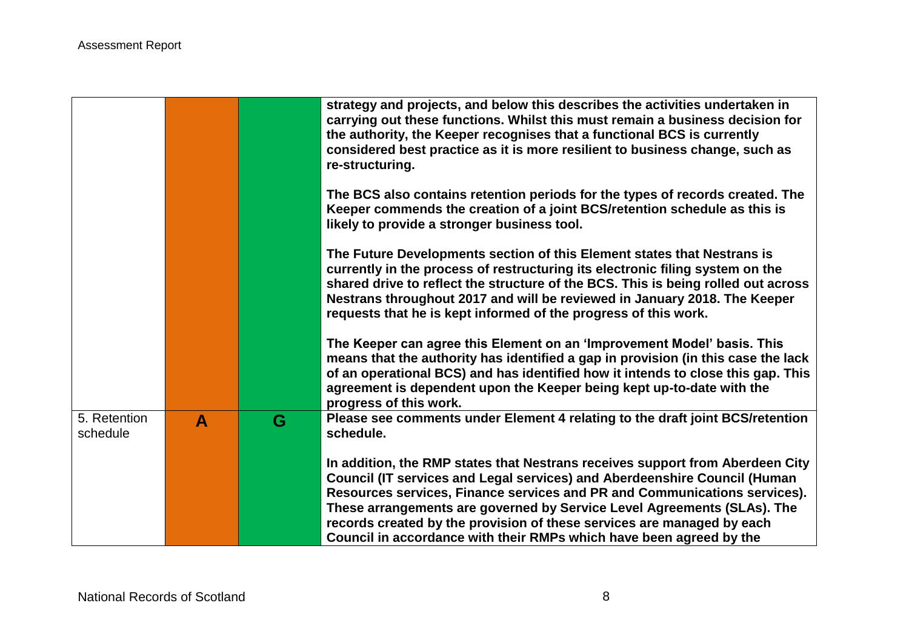|  |  |  | **strategy and projects, and below this describes the activities undertaken in carrying out these functions. Whilst this must remain a business decision for the authority, the Keeper recognises that a functional BCS is currently considered best practice as it is more resilient to business change, such as re-structuring.**<br><br>**The BCS also contains retention periods for the types of records created. The Keeper commends the creation of a joint BCS/retention schedule as this is likely to provide a stronger business tool.**<br><br>**The Future Developments section of this Element states that Nestrans is currently in the process of restructuring its electronic filing system on the shared drive to reflect the structure of the BCS. This is being rolled out across Nestrans throughout 2017 and will be reviewed in January 2018. The Keeper requests that he is kept informed of the progress of this work.**<br><br>**The Keeper can agree this Element on an 'Improvement Model' basis. This means that the authority has identified a gap in provision (in this case the lack of an operational BCS) and has identified how it intends to close this gap. This agreement is dependent upon the Keeper being kept up-to-date with the progress of this work.** |
|---|---|---|---|
| 5. Retention schedule | **A** | **G** | **Please see comments under Element 4 relating to the draft joint BCS/retention schedule.**<br><br>**In addition, the RMP states that Nestrans receives support from Aberdeen City Council (IT services and Legal services) and Aberdeenshire Council (Human Resources services, Finance services and PR and Communications services). These arrangements are governed by Service Level Agreements (SLAs). The records created by the provision of these services are managed by each Council in accordance with their RMPs which have been agreed by the** |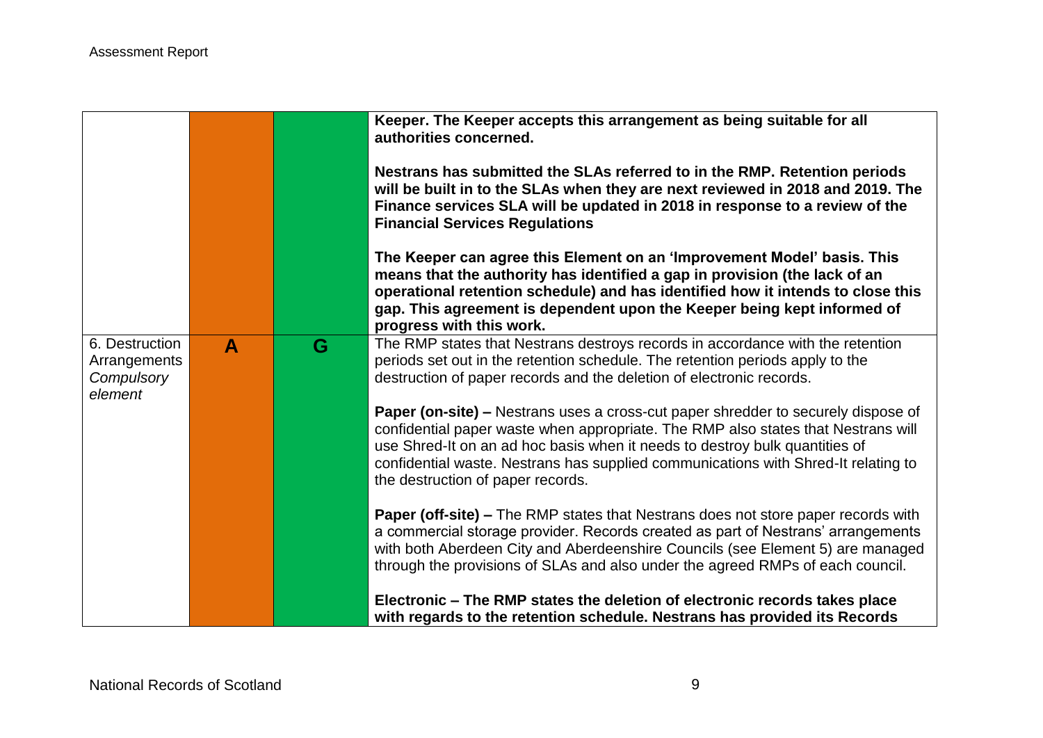| | | | |
|---|---|---|---|
| | | | **Keeper. The Keeper accepts this arrangement as being suitable for all authorities concerned.**<br><br>**Nestrans has submitted the SLAs referred to in the RMP. Retention periods will be built in to the SLAs when they are next reviewed in 2018 and 2019. The Finance services SLA will be updated in 2018 in response to a review of the Financial Services Regulations**<br><br>**The Keeper can agree this Element on an 'Improvement Model' basis. This means that the authority has identified a gap in provision (the lack of an operational retention schedule) and has identified how it intends to close this gap. This agreement is dependent upon the Keeper being kept informed of progress with this work.** |
| 6. Destruction Arrangements *Compulsory element* | **A** | **G** | The RMP states that Nestrans destroys records in accordance with the retention periods set out in the retention schedule. The retention periods apply to the destruction of paper records and the deletion of electronic records.<br><br>**Paper (on-site) –** Nestrans uses a cross-cut paper shredder to securely dispose of confidential paper waste when appropriate. The RMP also states that Nestrans will use Shred-It on an ad hoc basis when it needs to destroy bulk quantities of confidential waste. Nestrans has supplied communications with Shred-It relating to the destruction of paper records.<br><br>**Paper (off-site) –** The RMP states that Nestrans does not store paper records with a commercial storage provider. Records created as part of Nestrans' arrangements with both Aberdeen City and Aberdeenshire Councils (see Element 5) are managed through the provisions of SLAs and also under the agreed RMPs of each council.<br><br>**Electronic – The RMP states the deletion of electronic records takes place with regards to the retention schedule. Nestrans has provided its Records** |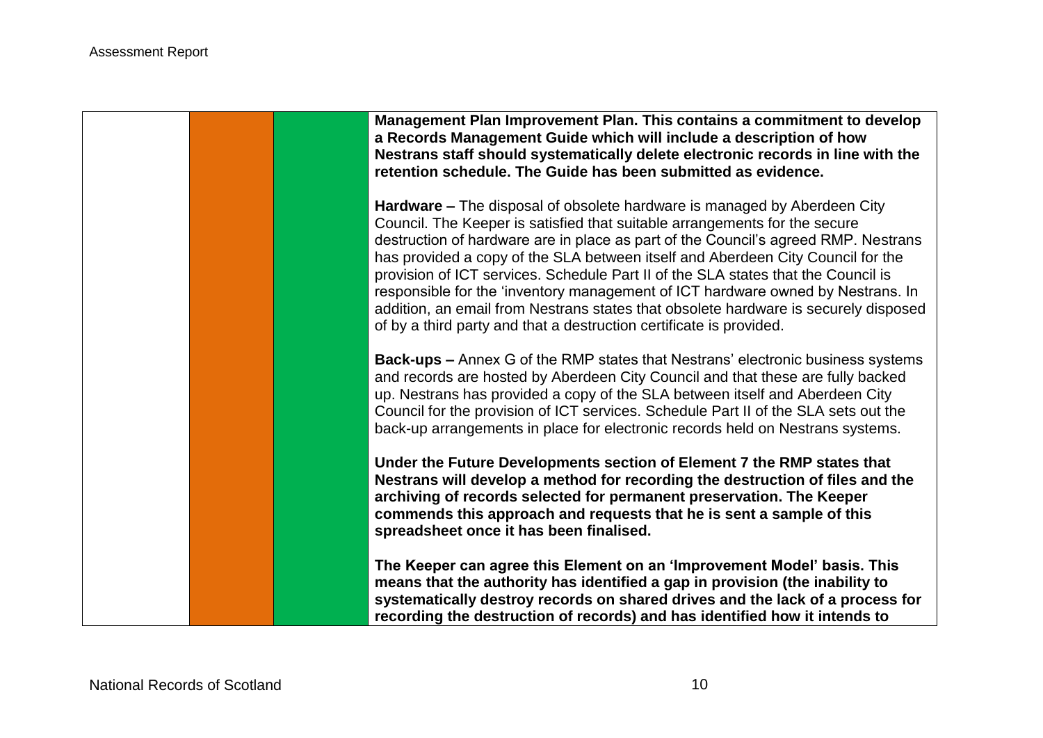| | | | |
|---|---|---|---|
| | | | **Management Plan Improvement Plan. This contains a commitment to develop a Records Management Guide which will include a description of how Nestrans staff should systematically delete electronic records in line with the retention schedule. The Guide has been submitted as evidence.**<br><br>**Hardware –** The disposal of obsolete hardware is managed by Aberdeen City Council. The Keeper is satisfied that suitable arrangements for the secure destruction of hardware are in place as part of the Council's agreed RMP. Nestrans has provided a copy of the SLA between itself and Aberdeen City Council for the provision of ICT services. Schedule Part II of the SLA states that the Council is responsible for the 'inventory management of ICT hardware owned by Nestrans. In addition, an email from Nestrans states that obsolete hardware is securely disposed of by a third party and that a destruction certificate is provided.<br><br>**Back-ups –** Annex G of the RMP states that Nestrans' electronic business systems and records are hosted by Aberdeen City Council and that these are fully backed up. Nestrans has provided a copy of the SLA between itself and Aberdeen City Council for the provision of ICT services. Schedule Part II of the SLA sets out the back-up arrangements in place for electronic records held on Nestrans systems.<br><br>**Under the Future Developments section of Element 7 the RMP states that Nestrans will develop a method for recording the destruction of files and the archiving of records selected for permanent preservation. The Keeper commends this approach and requests that he is sent a sample of this spreadsheet once it has been finalised.**<br><br>**The Keeper can agree this Element on an 'Improvement Model' basis. This means that the authority has identified a gap in provision (the inability to systematically destroy records on shared drives and the lack of a process for recording the destruction of records) and has identified how it intends to** |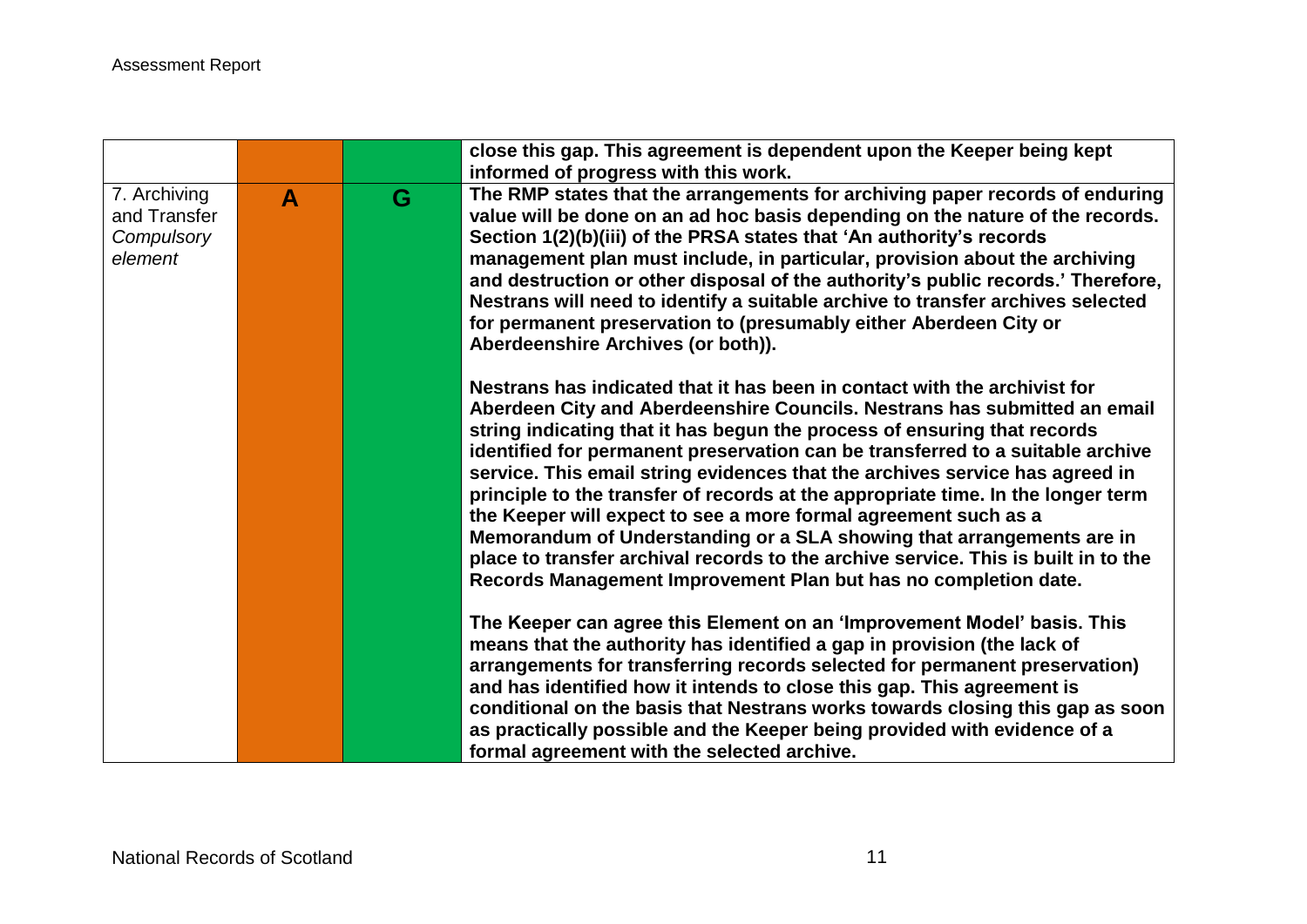| | | | |
|---|---|---|---|
| | | | **close this gap. This agreement is dependent upon the Keeper being kept informed of progress with this work.** |
| 7. Archiving and Transfer *Compulsory element* | **A** | **G** | **The RMP states that the arrangements for archiving paper records of enduring value will be done on an ad hoc basis depending on the nature of the records. Section 1(2)(b)(iii) of the PRSA states that 'An authority's records management plan must include, in particular, provision about the archiving and destruction or other disposal of the authority's public records.' Therefore, Nestrans will need to identify a suitable archive to transfer archives selected for permanent preservation to (presumably either Aberdeen City or Aberdeenshire Archives (or both)).**<br><br>**Nestrans has indicated that it has been in contact with the archivist for Aberdeen City and Aberdeenshire Councils. Nestrans has submitted an email string indicating that it has begun the process of ensuring that records identified for permanent preservation can be transferred to a suitable archive service. This email string evidences that the archives service has agreed in principle to the transfer of records at the appropriate time. In the longer term the Keeper will expect to see a more formal agreement such as a Memorandum of Understanding or a SLA showing that arrangements are in place to transfer archival records to the archive service. This is built in to the Records Management Improvement Plan but has no completion date.**<br><br>**The Keeper can agree this Element on an 'Improvement Model' basis. This means that the authority has identified a gap in provision (the lack of arrangements for transferring records selected for permanent preservation) and has identified how it intends to close this gap. This agreement is conditional on the basis that Nestrans works towards closing this gap as soon as practically possible and the Keeper being provided with evidence of a formal agreement with the selected archive.** |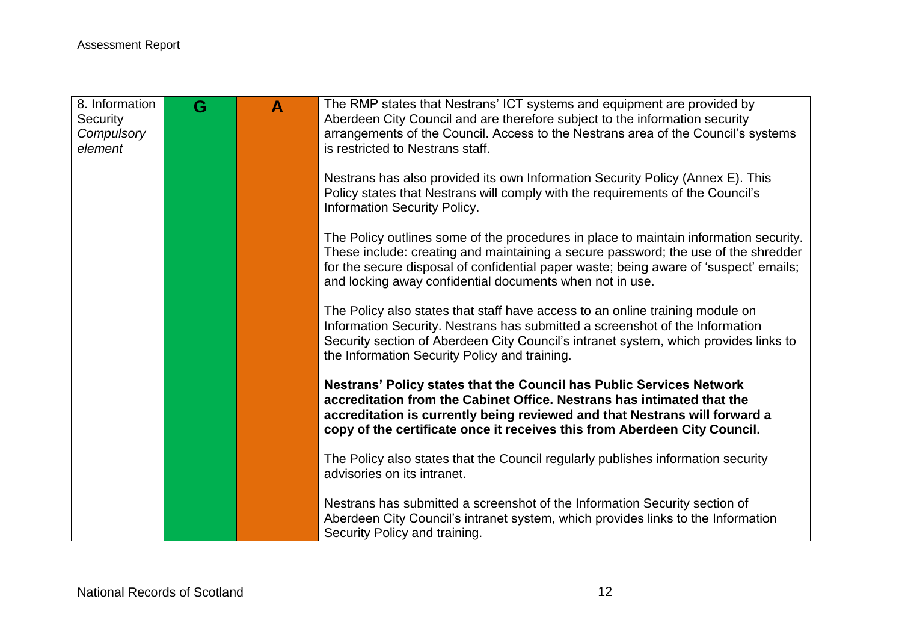| 8. Information Security *Compulsory element* | G | A | The RMP states that Nestrans' ICT systems and equipment are provided by Aberdeen City Council and are therefore subject to the information security arrangements of the Council. Access to the Nestrans area of the Council's systems is restricted to Nestrans staff.<br><br>Nestrans has also provided its own Information Security Policy (Annex E). This Policy states that Nestrans will comply with the requirements of the Council's Information Security Policy.<br><br>The Policy outlines some of the procedures in place to maintain information security. These include: creating and maintaining a secure password; the use of the shredder for the secure disposal of confidential paper waste; being aware of 'suspect' emails; and locking away confidential documents when not in use.<br><br>The Policy also states that staff have access to an online training module on Information Security. Nestrans has submitted a screenshot of the Information Security section of Aberdeen City Council's intranet system, which provides links to the Information Security Policy and training.<br><br>**Nestrans' Policy states that the Council has Public Services Network accreditation from the Cabinet Office. Nestrans has intimated that the accreditation is currently being reviewed and that Nestrans will forward a copy of the certificate once it receives this from Aberdeen City Council.**<br><br>The Policy also states that the Council regularly publishes information security advisories on its intranet.<br><br>Nestrans has submitted a screenshot of the Information Security section of Aberdeen City Council's intranet system, which provides links to the Information Security Policy and training. |
|---|---|---|---|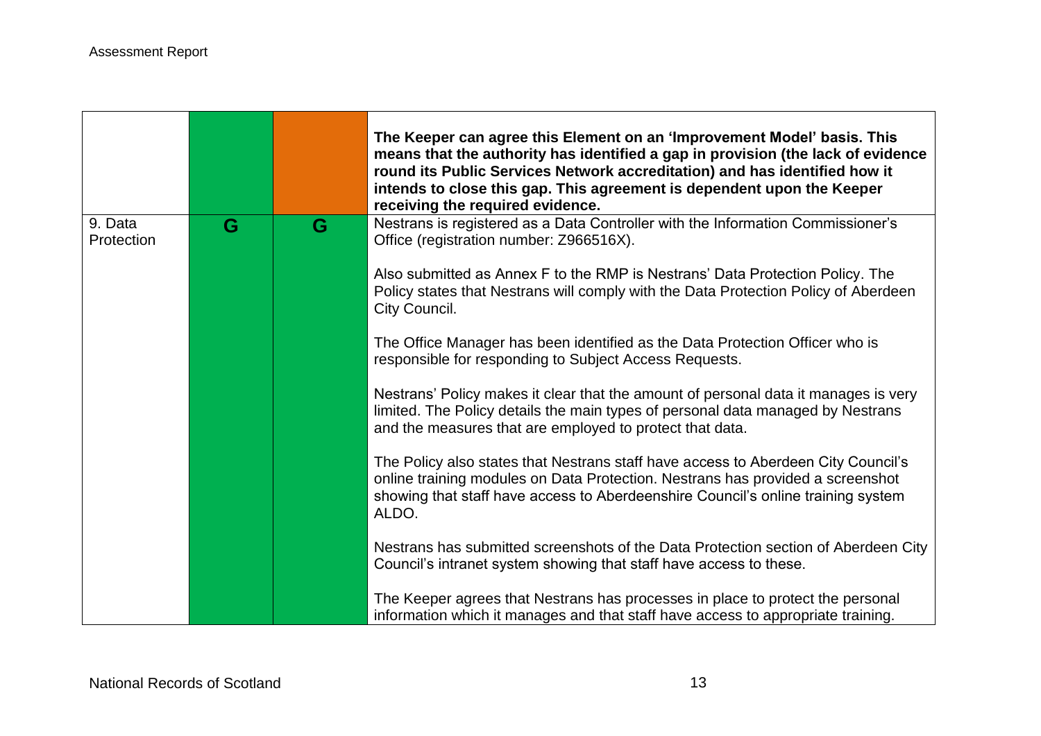| | | | |
|---|---|---|---|
| | | | **The Keeper can agree this Element on an 'Improvement Model' basis. This means that the authority has identified a gap in provision (the lack of evidence round its Public Services Network accreditation) and has identified how it intends to close this gap. This agreement is dependent upon the Keeper receiving the required evidence.** |
| 9. Data Protection | **G** | **G** | Nestrans is registered as a Data Controller with the Information Commissioner's Office (registration number: Z966516X).<br><br>Also submitted as Annex F to the RMP is Nestrans' Data Protection Policy. The Policy states that Nestrans will comply with the Data Protection Policy of Aberdeen City Council.<br><br>The Office Manager has been identified as the Data Protection Officer who is responsible for responding to Subject Access Requests.<br><br>Nestrans' Policy makes it clear that the amount of personal data it manages is very limited. The Policy details the main types of personal data managed by Nestrans and the measures that are employed to protect that data.<br><br>The Policy also states that Nestrans staff have access to Aberdeen City Council's online training modules on Data Protection. Nestrans has provided a screenshot showing that staff have access to Aberdeenshire Council's online training system ALDO.<br><br>Nestrans has submitted screenshots of the Data Protection section of Aberdeen City Council's intranet system showing that staff have access to these.<br><br>The Keeper agrees that Nestrans has processes in place to protect the personal information which it manages and that staff have access to appropriate training. |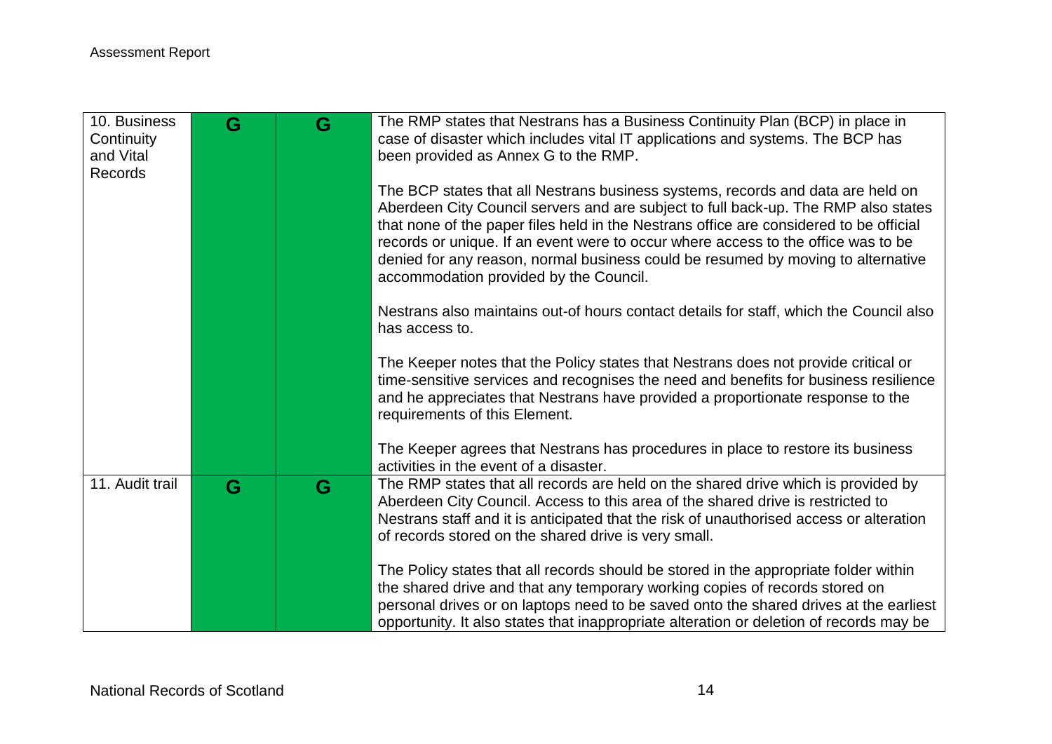| | | | |
|---|---|---|---|
| 10. Business Continuity and Vital Records | G | G | The RMP states that Nestrans has a Business Continuity Plan (BCP) in place in case of disaster which includes vital IT applications and systems. The BCP has been provided as Annex G to the RMP.<br><br>The BCP states that all Nestrans business systems, records and data are held on Aberdeen City Council servers and are subject to full back-up. The RMP also states that none of the paper files held in the Nestrans office are considered to be official records or unique. If an event were to occur where access to the office was to be denied for any reason, normal business could be resumed by moving to alternative accommodation provided by the Council.<br><br>Nestrans also maintains out-of hours contact details for staff, which the Council also has access to.<br><br>The Keeper notes that the Policy states that Nestrans does not provide critical or time-sensitive services and recognises the need and benefits for business resilience and he appreciates that Nestrans have provided a proportionate response to the requirements of this Element.<br><br>The Keeper agrees that Nestrans has procedures in place to restore its business activities in the event of a disaster. |
| 11. Audit trail | G | G | The RMP states that all records are held on the shared drive which is provided by Aberdeen City Council. Access to this area of the shared drive is restricted to Nestrans staff and it is anticipated that the risk of unauthorised access or alteration of records stored on the shared drive is very small.<br><br>The Policy states that all records should be stored in the appropriate folder within the shared drive and that any temporary working copies of records stored on personal drives or on laptops need to be saved onto the shared drives at the earliest opportunity. It also states that inappropriate alteration or deletion of records may be |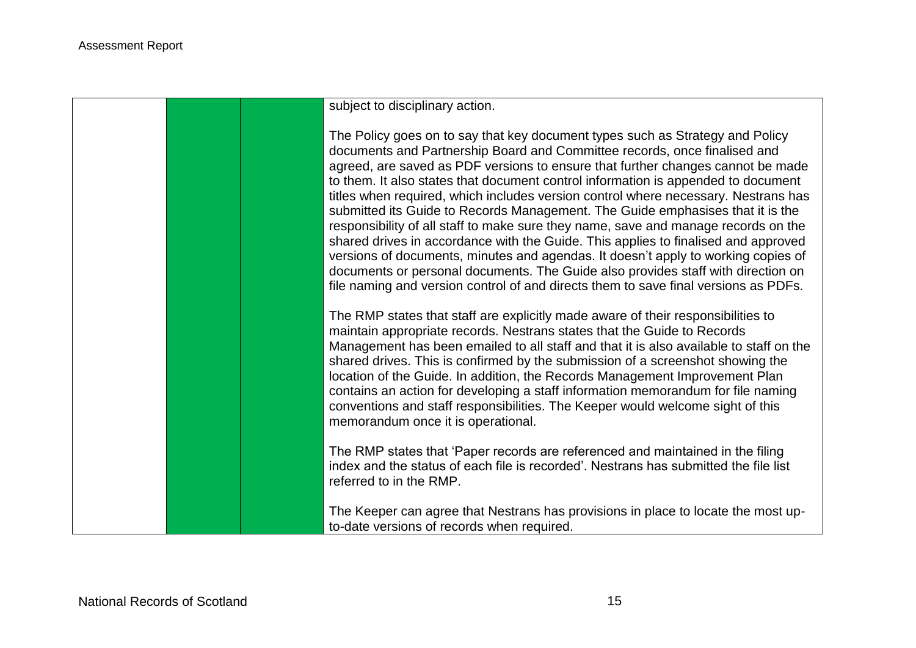| | | | |
|---|---|---|---|
| | | | subject to disciplinary action.<br><br>The Policy goes on to say that key document types such as Strategy and Policy documents and Partnership Board and Committee records, once finalised and agreed, are saved as PDF versions to ensure that further changes cannot be made to them. It also states that document control information is appended to document titles when required, which includes version control where necessary. Nestrans has submitted its Guide to Records Management. The Guide emphasises that it is the responsibility of all staff to make sure they name, save and manage records on the shared drives in accordance with the Guide. This applies to finalised and approved versions of documents, minutes and agendas. It doesn't apply to working copies of documents or personal documents. The Guide also provides staff with direction on file naming and version control of and directs them to save final versions as PDFs.<br><br>The RMP states that staff are explicitly made aware of their responsibilities to maintain appropriate records. Nestrans states that the Guide to Records Management has been emailed to all staff and that it is also available to staff on the shared drives. This is confirmed by the submission of a screenshot showing the location of the Guide. In addition, the Records Management Improvement Plan contains an action for developing a staff information memorandum for file naming conventions and staff responsibilities. The Keeper would welcome sight of this memorandum once it is operational.<br><br>The RMP states that 'Paper records are referenced and maintained in the filing index and the status of each file is recorded'. Nestrans has submitted the file list referred to in the RMP.<br><br>The Keeper can agree that Nestrans has provisions in place to locate the most up-to-date versions of records when required. |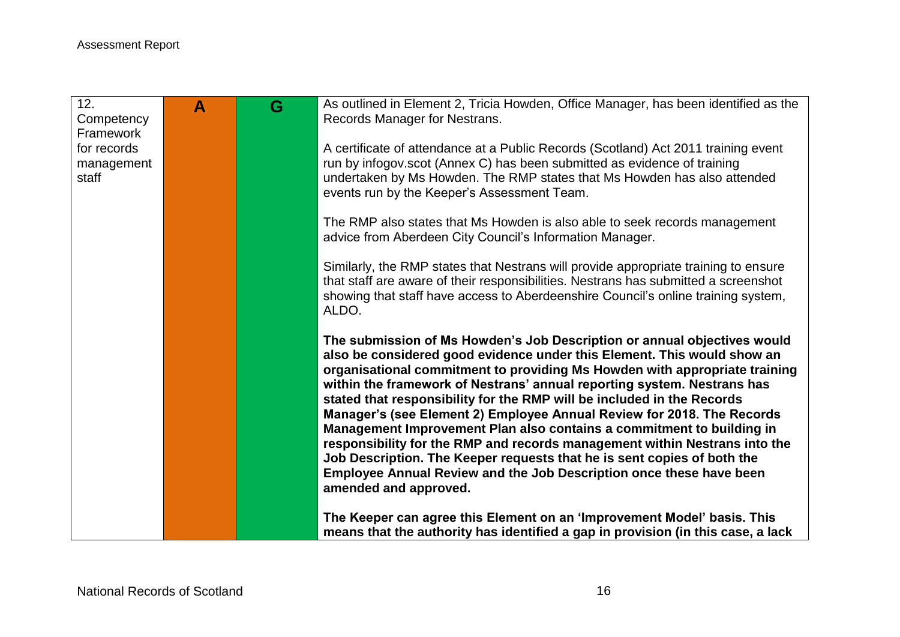| | | | |
|---|---|---|---|
| 12. Competency Framework for records management staff | A | G | As outlined in Element 2, Tricia Howden, Office Manager, has been identified as the Records Manager for Nestrans.<br><br>A certificate of attendance at a Public Records (Scotland) Act 2011 training event run by infogov.scot (Annex C) has been submitted as evidence of training undertaken by Ms Howden. The RMP states that Ms Howden has also attended events run by the Keeper's Assessment Team.<br><br>The RMP also states that Ms Howden is also able to seek records management advice from Aberdeen City Council's Information Manager.<br><br>Similarly, the RMP states that Nestrans will provide appropriate training to ensure that staff are aware of their responsibilities. Nestrans has submitted a screenshot showing that staff have access to Aberdeenshire Council's online training system, ALDO.<br><br>**The submission of Ms Howden's Job Description or annual objectives would also be considered good evidence under this Element. This would show an organisational commitment to providing Ms Howden with appropriate training within the framework of Nestrans' annual reporting system. Nestrans has stated that responsibility for the RMP will be included in the Records Manager's (see Element 2) Employee Annual Review for 2018. The Records Management Improvement Plan also contains a commitment to building in responsibility for the RMP and records management within Nestrans into the Job Description. The Keeper requests that he is sent copies of both the Employee Annual Review and the Job Description once these have been amended and approved.**<br><br>**The Keeper can agree this Element on an 'Improvement Model' basis. This means that the authority has identified a gap in provision (in this case, a lack** |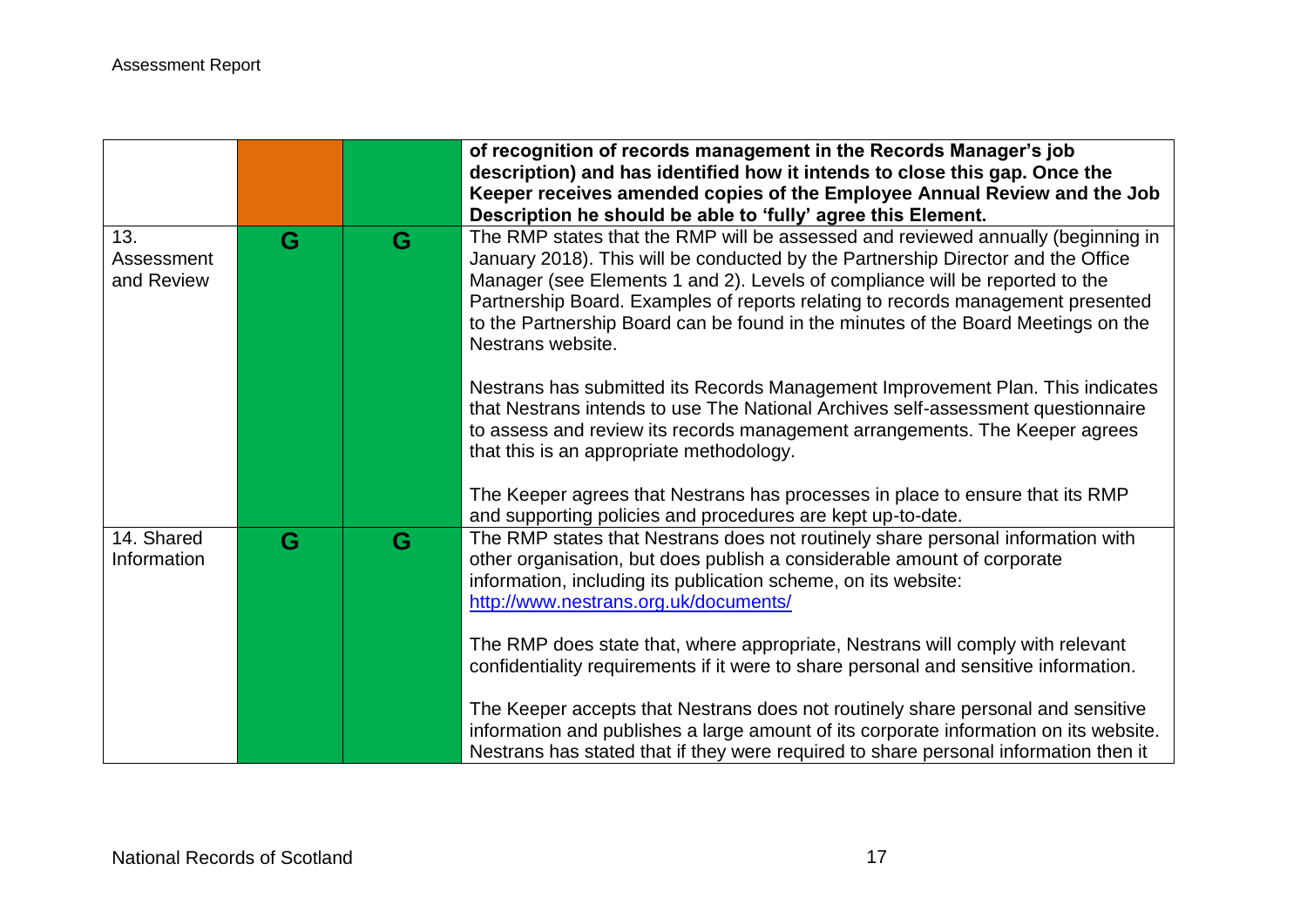| | | | |
|---|---|---|---|
| | | | **of recognition of records management in the Records Manager's job description) and has identified how it intends to close this gap. Once the Keeper receives amended copies of the Employee Annual Review and the Job Description he should be able to 'fully' agree this Element.** |
| 13. Assessment and Review | G | G | The RMP states that the RMP will be assessed and reviewed annually (beginning in January 2018). This will be conducted by the Partnership Director and the Office Manager (see Elements 1 and 2). Levels of compliance will be reported to the Partnership Board. Examples of reports relating to records management presented to the Partnership Board can be found in the minutes of the Board Meetings on the Nestrans website.<br><br>Nestrans has submitted its Records Management Improvement Plan. This indicates that Nestrans intends to use The National Archives self-assessment questionnaire to assess and review its records management arrangements. The Keeper agrees that this is an appropriate methodology.<br><br>The Keeper agrees that Nestrans has processes in place to ensure that its RMP and supporting policies and procedures are kept up-to-date. |
| 14. Shared Information | G | G | The RMP states that Nestrans does not routinely share personal information with other organisation, but does publish a considerable amount of corporate information, including its publication scheme, on its website: [http://www.nestrans.org.uk/documents/](http://www.nestrans.org.uk/documents/)<br><br>The RMP does state that, where appropriate, Nestrans will comply with relevant confidentiality requirements if it were to share personal and sensitive information.<br><br>The Keeper accepts that Nestrans does not routinely share personal and sensitive information and publishes a large amount of its corporate information on its website. Nestrans has stated that if they were required to share personal information then it |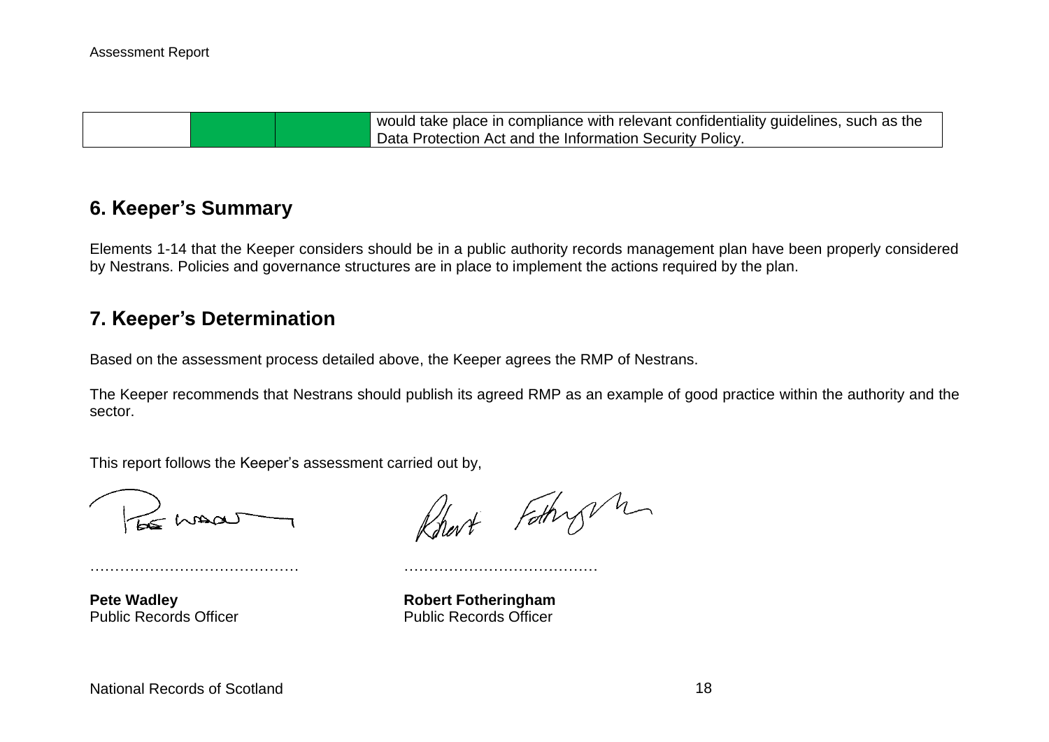|  |  |  | would take place in compliance with relevant confidentiality guidelines, such as the Data Protection Act and the Information Security Policy. |
|---|---|---|---|

## 6. Keeper's Summary

Elements 1-14 that the Keeper considers should be in a public authority records management plan have been properly considered by Nestrans. Policies and governance structures are in place to implement the actions required by the plan.

## 7. Keeper's Determination

Based on the assessment process detailed above, the Keeper agrees the RMP of Nestrans.

The Keeper recommends that Nestrans should publish its agreed RMP as an example of good practice within the authority and the sector.

This report follows the Keeper's assessment carried out by,

…………………………………… ……………………………………

**Pete Wadley**
Public Records Officer

**Robert Fotheringham**
Public Records Officer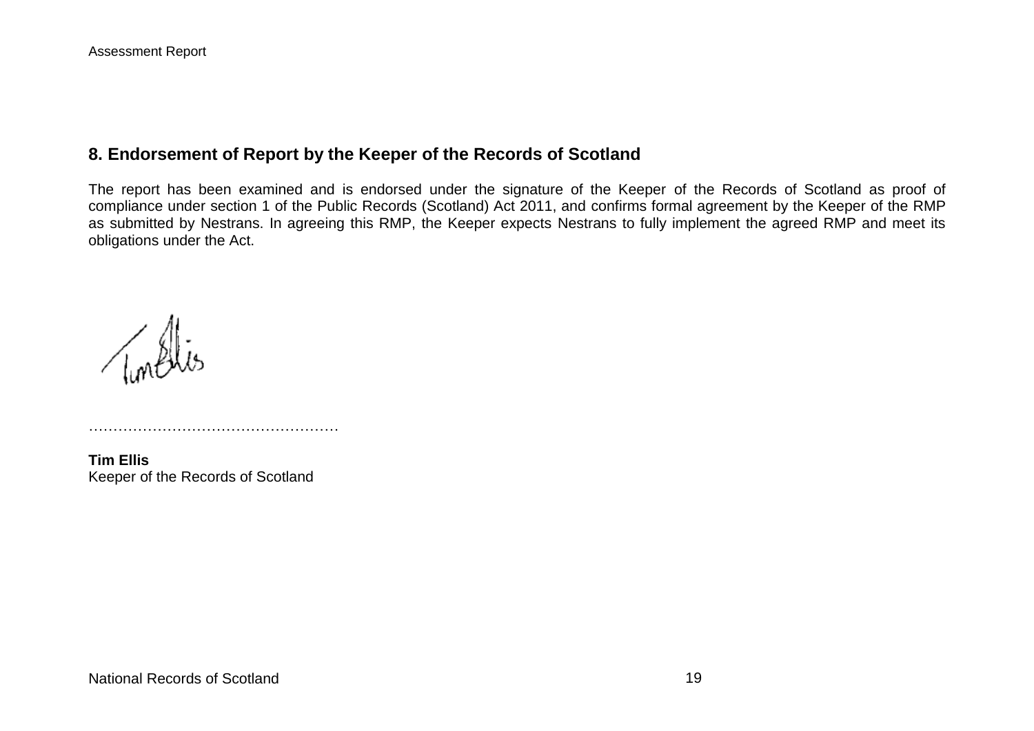## 8. Endorsement of Report by the Keeper of the Records of Scotland

The report has been examined and is endorsed under the signature of the Keeper of the Records of Scotland as proof of compliance under section 1 of the Public Records (Scotland) Act 2011, and confirms formal agreement by the Keeper of the RMP as submitted by Nestrans. In agreeing this RMP, the Keeper expects Nestrans to fully implement the agreed RMP and meet its obligations under the Act.

……………………………………………

**Tim Ellis**
Keeper of the Records of Scotland